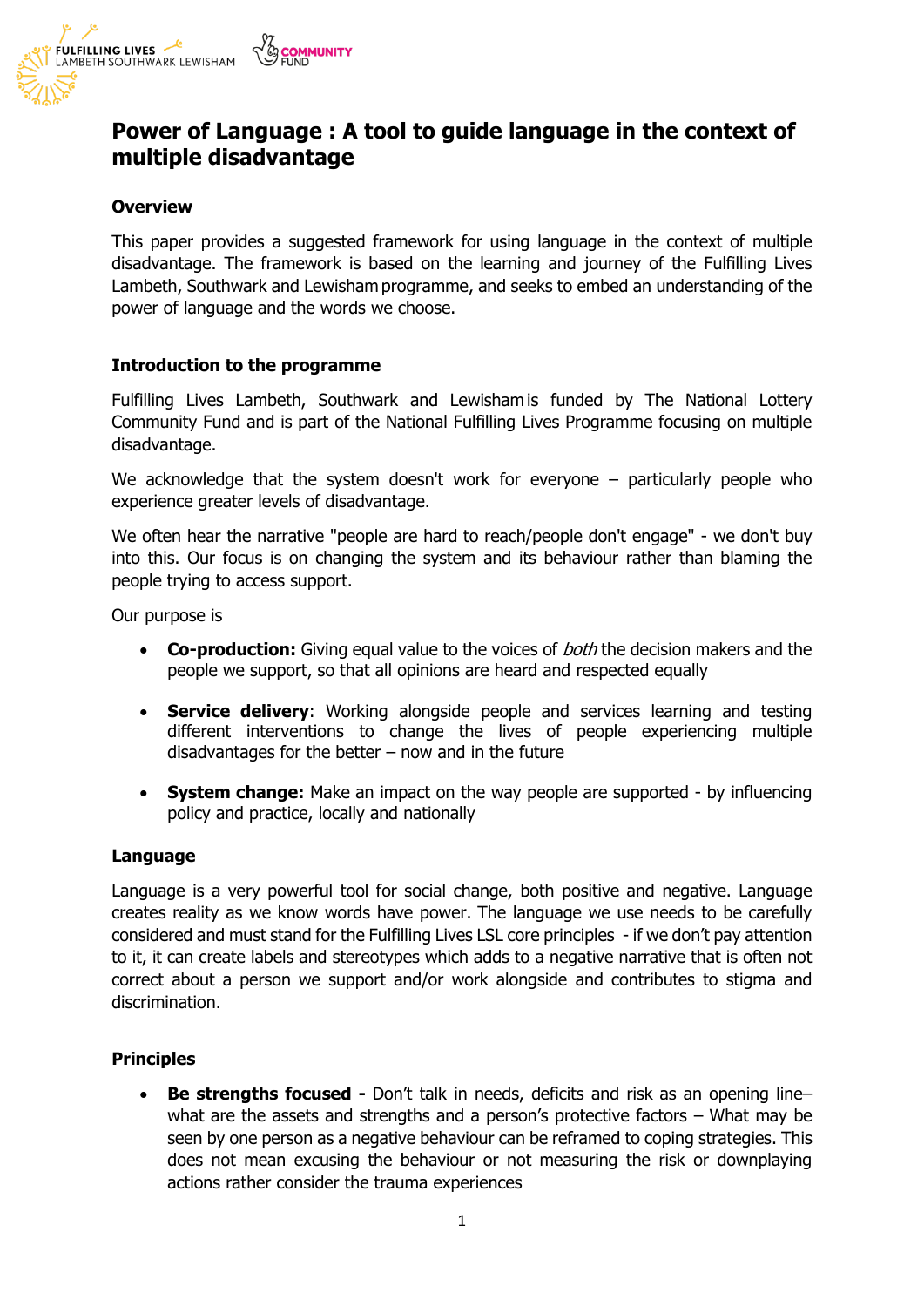# Power of Language : A tool to guide language in the context of multiple disadvantage

### Overview

This paper provides a suggested framework for using language in the context of multiple disadvantage. The framework is based on the learning and journey of the Fulfilling Lives Lambeth, Southwark and Lewisham programme, and seeks to embed an understanding of the power of language and the words we choose.

### Introduction to the programme

Fulfilling Lives Lambeth, Southwark and Lewisham is funded by The National Lottery Community Fund and is part of the National Fulfilling Lives Programme focusing on multiple disadvantage.

We acknowledge that the system doesn't work for everyone – particularly people who experience greater levels of disadvantage.

We often hear the narrative "people are hard to reach/people don't engage" - we don't buy into this. Our focus is on changing the system and its behaviour rather than blaming the people trying to access support.

Our purpose is

- **Co-production:** Giving equal value to the voices of *both* the decision makers and the people we support, so that all opinions are heard and respected equally
- **Service delivery**: Working alongside people and services learning and testing different interventions to change the lives of people experiencing multiple disadvantages for the better – now and in the future
- **System change:** Make an impact on the way people are supported - by influencing policy and practice, locally and nationally

### Language

Language is a very powerful tool for social change, both positive and negative. Language creates reality as we know words have power. The language we use needs to be carefully considered and must stand for the Fulfilling Lives LSL core principles - if we don't pay attention to it, it can create labels and stereotypes which adds to a negative narrative that is often not correct about a person we support and/or work alongside and contributes to stigma and discrimination.

### Principles

- **Be strengths focused -** Don't talk in needs, deficits and risk as an opening line– what are the assets and strengths and a person's protective factors – What may be seen by one person as a negative behaviour can be reframed to coping strategies. This does not mean excusing the behaviour or not measuring the risk or downplaying actions rather consider the trauma experiences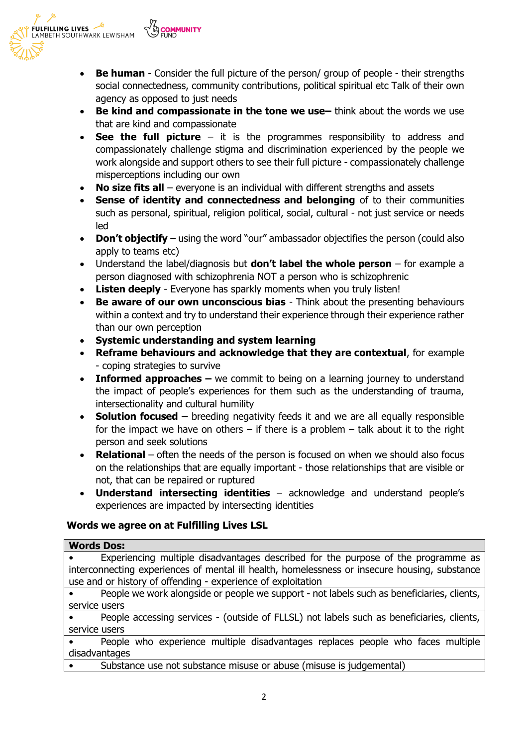- **Be human** - Consider the full picture of the person/ group of people - their strengths social connectedness, community contributions, political spiritual etc Talk of their own agency as opposed to just needs
- **Be kind and compassionate in the tone we use–** think about the words we use that are kind and compassionate
- **See the full picture** – it is the programmes responsibility to address and compassionately challenge stigma and discrimination experienced by the people we work alongside and support others to see their full picture - compassionately challenge misperceptions including our own
- **No size fits all** – everyone is an individual with different strengths and assets
- **Sense of identity and connectedness and belonging** of to their communities such as personal, spiritual, religion political, social, cultural - not just service or needs led
- **Don't objectify** – using the word "our" ambassador objectifies the person (could also apply to teams etc)
- Understand the label/diagnosis but **don't label the whole person** – for example a person diagnosed with schizophrenia NOT a person who is schizophrenic
- **Listen deeply** - Everyone has sparkly moments when you truly listen!
- **Be aware of our own unconscious bias** - Think about the presenting behaviours within a context and try to understand their experience through their experience rather than our own perception
- **Systemic understanding and system learning**
- **Reframe behaviours and acknowledge that they are contextual**, for example - coping strategies to survive
- **Informed approaches –** we commit to being on a learning journey to understand the impact of people's experiences for them such as the understanding of trauma, intersectionality and cultural humility
- **Solution focused –** breeding negativity feeds it and we are all equally responsible for the impact we have on others – if there is a problem – talk about it to the right person and seek solutions
- **Relational** – often the needs of the person is focused on when we should also focus on the relationships that are equally important - those relationships that are visible or not, that can be repaired or ruptured
- **Understand intersecting identities** – acknowledge and understand people's experiences are impacted by intersecting identities

**Words we agree on at Fulfilling Lives LSL**

| **Words Dos:** |
|---|
| • Experiencing multiple disadvantages described for the purpose of the programme as interconnecting experiences of mental ill health, homelessness or insecure housing, substance use and or history of offending - experience of exploitation |
| • People we work alongside or people we support - not labels such as beneficiaries, clients, service users |
| • People accessing services - (outside of FLLSL) not labels such as beneficiaries, clients, service users |
| • People who experience multiple disadvantages replaces people who faces multiple disadvantages |
| • Substance use not substance misuse or abuse (misuse is judgemental) |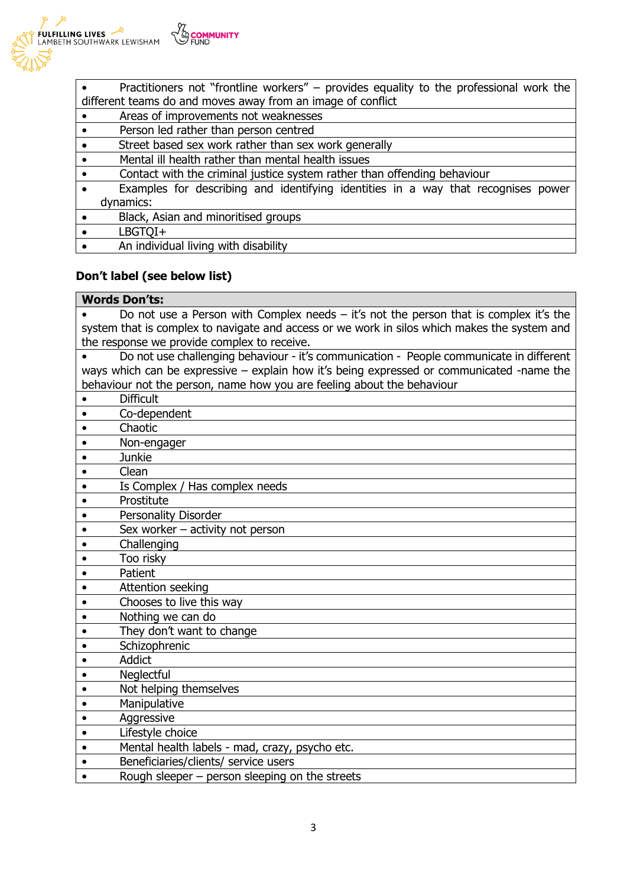| |
|---|
| • Practitioners not "frontline workers" – provides equality to the professional work the different teams do and moves away from an image of conflict |
| • Areas of improvements not weaknesses |
| • Person led rather than person centred |
| • Street based sex work rather than sex work generally |
| • Mental ill health rather than mental health issues |
| • Contact with the criminal justice system rather than offending behaviour |
| • Examples for describing and identifying identities in a way that recognises power dynamics: |
| • Black, Asian and minoritised groups |
| • LBGTQI+ |
| • An individual living with disability |

**Don't label (see below list)**

| Words Don'ts: |
|---|
| • Do not use a Person with Complex needs – it's not the person that is complex it's the system that is complex to navigate and access or we work in silos which makes the system and the response we provide complex to receive. |
| • Do not use challenging behaviour - it's communication - People communicate in different ways which can be expressive – explain how it's being expressed or communicated -name the behaviour not the person, name how you are feeling about the behaviour |
| • Difficult |
| • Co-dependent |
| • Chaotic |
| • Non-engager |
| • Junkie |
| • Clean |
| • Is Complex / Has complex needs |
| • Prostitute |
| • Personality Disorder |
| • Sex worker – activity not person |
| • Challenging |
| • Too risky |
| • Patient |
| • Attention seeking |
| • Chooses to live this way |
| • Nothing we can do |
| • They don't want to change |
| • Schizophrenic |
| • Addict |
| • Neglectful |
| • Not helping themselves |
| • Manipulative |
| • Aggressive |
| • Lifestyle choice |
| • Mental health labels - mad, crazy, psycho etc. |
| • Beneficiaries/clients/ service users |
| • Rough sleeper – person sleeping on the streets |